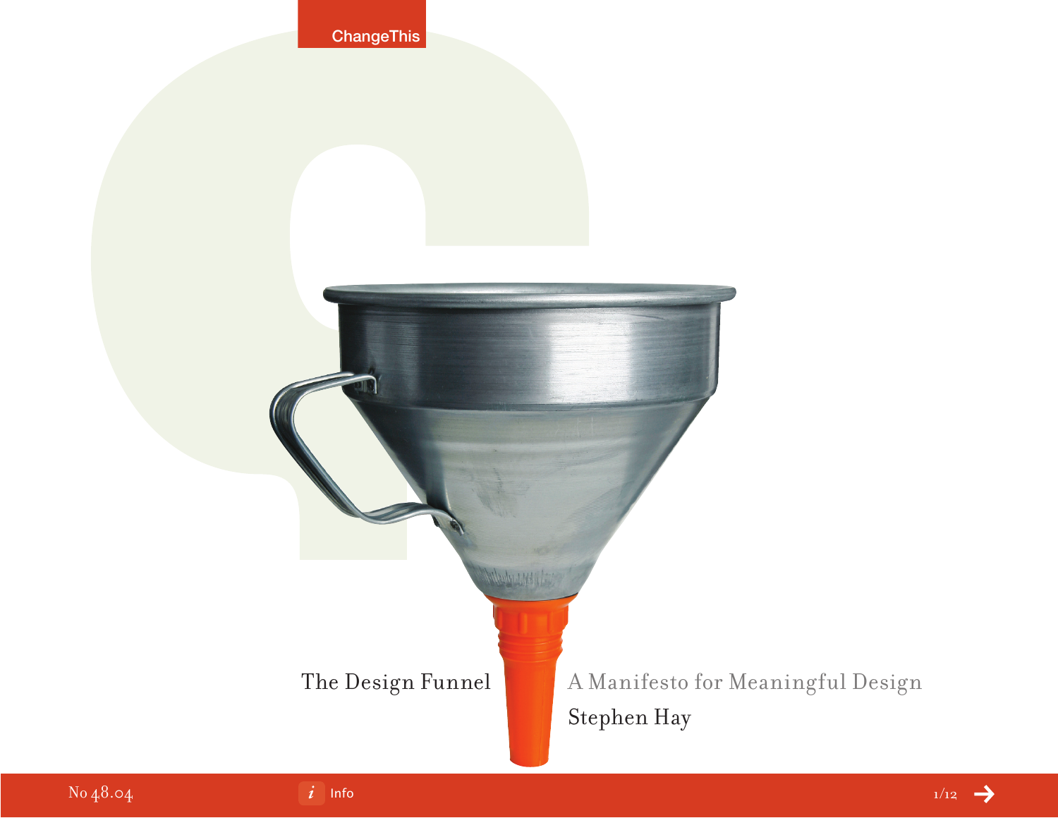ChangeThis

# The Design Funnel

## A Manifesto for Meaningful Design

Stephen Hay

No 48.04

Info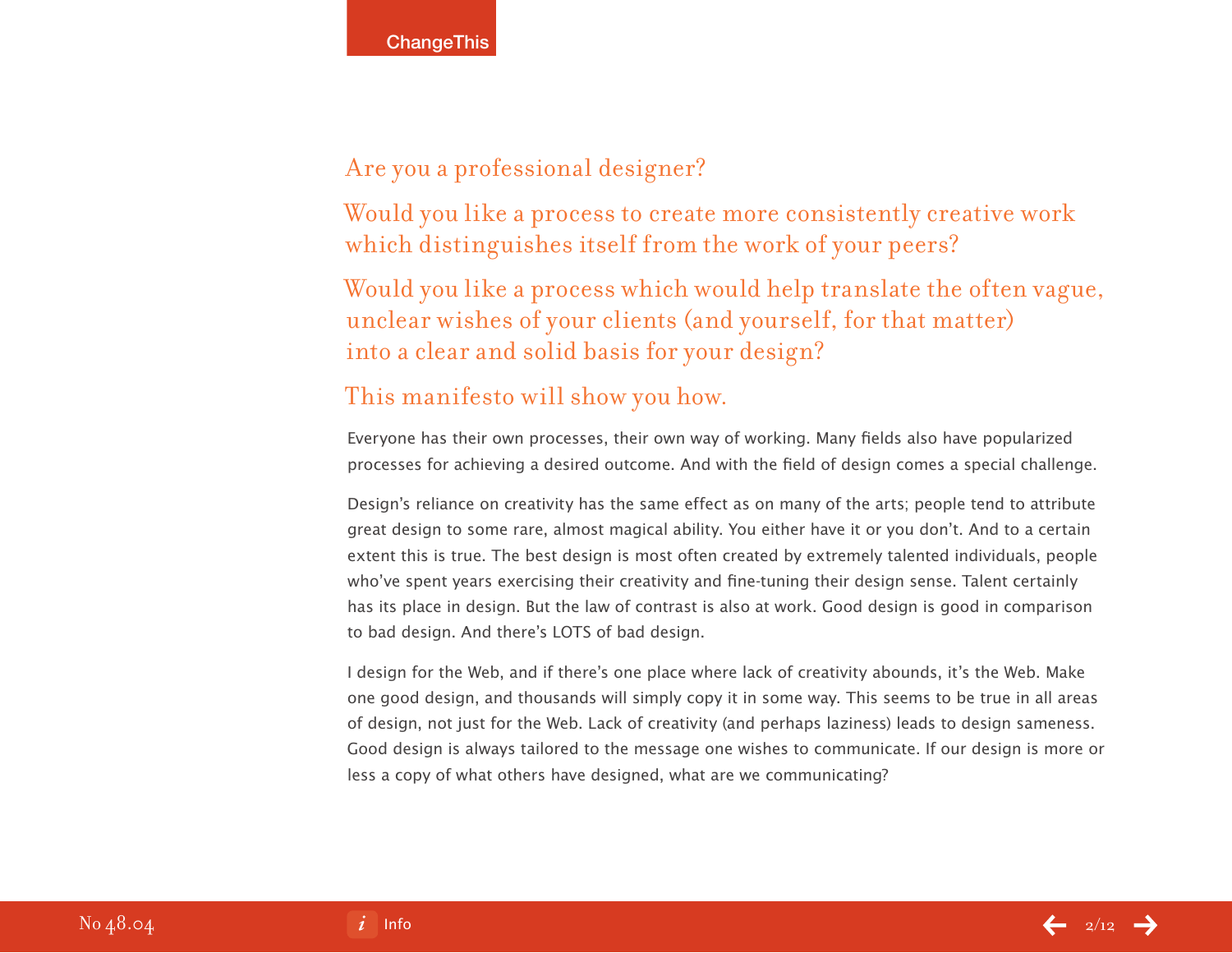Are you a professional designer?

Would you like a process to create more consistently creative work which distinguishes itself from the work of your peers?

Would you like a process which would help translate the often vague, unclear wishes of your clients (and yourself, for that matter) into a clear and solid basis for your design?

This manifesto will show you how.

Everyone has their own processes, their own way of working. Many fields also have popularized processes for achieving a desired outcome. And with the field of design comes a special challenge.

Design's reliance on creativity has the same effect as on many of the arts; people tend to attribute great design to some rare, almost magical ability. You either have it or you don't. And to a certain extent this is true. The best design is most often created by extremely talented individuals, people who've spent years exercising their creativity and fine-tuning their design sense. Talent certainly has its place in design. But the law of contrast is also at work. Good design is good in comparison to bad design. And there's LOTS of bad design.

I design for the Web, and if there's one place where lack of creativity abounds, it's the Web. Make one good design, and thousands will simply copy it in some way. This seems to be true in all areas of design, not just for the Web. Lack of creativity (and perhaps laziness) leads to design sameness. Good design is always tailored to the message one wishes to communicate. If our design is more or less a copy of what others have designed, what are we communicating?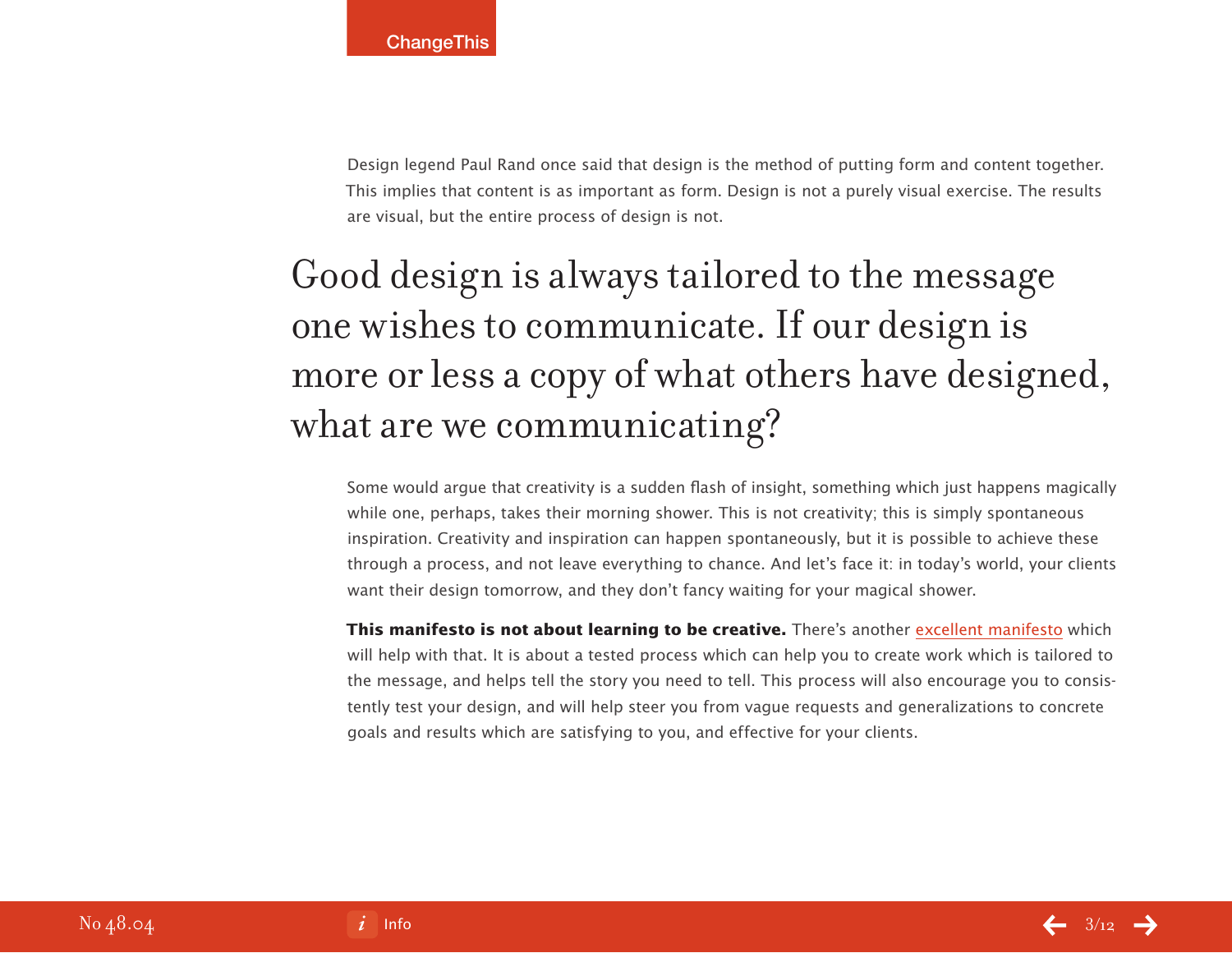Design legend Paul Rand once said that design is the method of putting form and content together. This implies that content is as important as form. Design is not a purely visual exercise. The results are visual, but the entire process of design is not.

## Good design is always tailored to the message one wishes to communicate. If our design is more or less a copy of what others have designed, what are we communicating?

Some would argue that creativity is a sudden flash of insight, something which just happens magically while one, perhaps, takes their morning shower. This is not creativity; this is simply spontaneous inspiration. Creativity and inspiration can happen spontaneously, but it is possible to achieve these through a process, and not leave everything to chance. And let's face it: in today's world, your clients want their design tomorrow, and they don't fancy waiting for your magical shower.

**This manifesto is not about learning to be creative.** There's another excellent manifesto which will help with that. It is about a tested process which can help you to create work which is tailored to the message, and helps tell the story you need to tell. This process will also encourage you to consistently test your design, and will help steer you from vague requests and generalizations to concrete goals and results which are satisfying to you, and effective for your clients.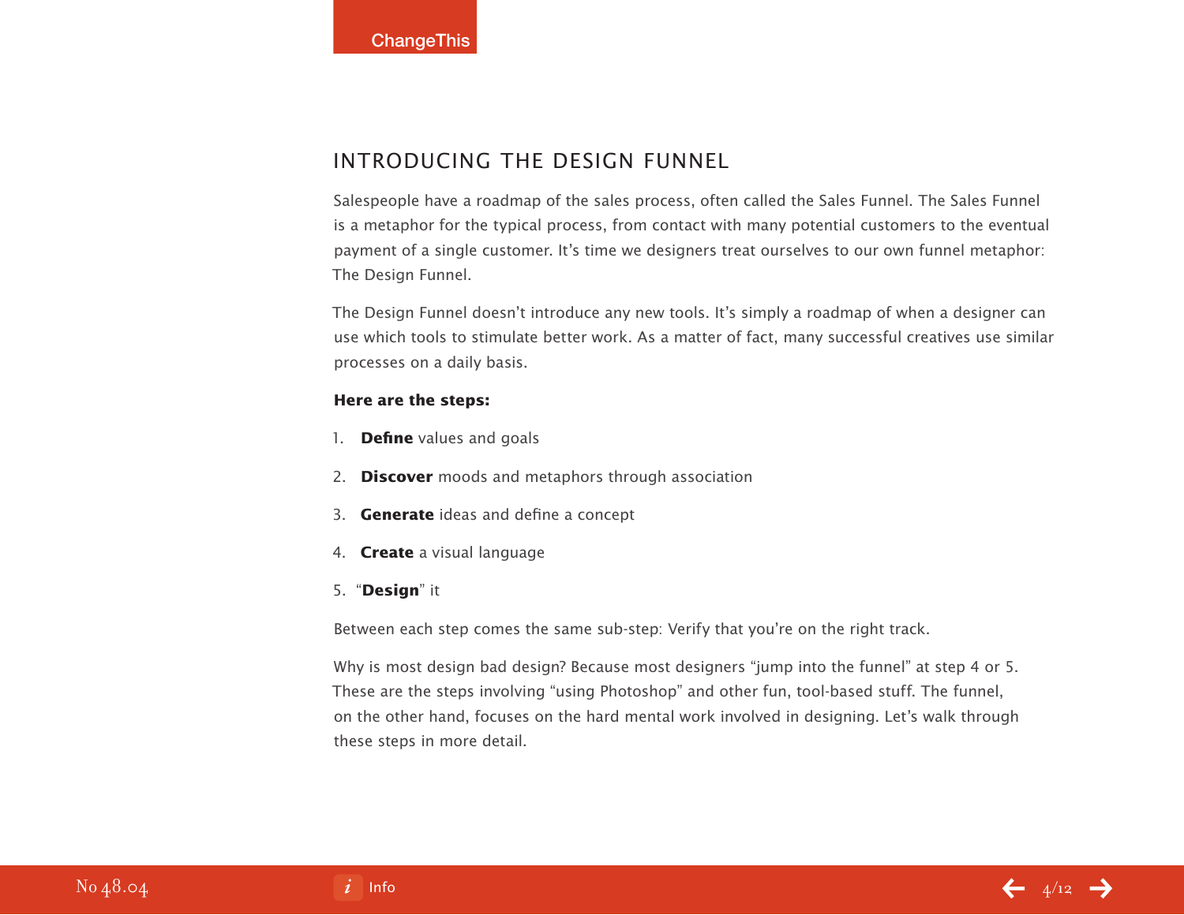## INTRODUCING THE DESIGN FUNNEL

Salespeople have a roadmap of the sales process, often called the Sales Funnel. The Sales Funnel is a metaphor for the typical process, from contact with many potential customers to the eventual payment of a single customer. It's time we designers treat ourselves to our own funnel metaphor: The Design Funnel.

The Design Funnel doesn't introduce any new tools. It's simply a roadmap of when a designer can use which tools to stimulate better work. As a matter of fact, many successful creatives use similar processes on a daily basis.

**Here are the steps:**

1. **Define** values and goals
2. **Discover** moods and metaphors through association
3. **Generate** ideas and define a concept
4. **Create** a visual language
5. "**Design**" it

Between each step comes the same sub-step: Verify that you're on the right track.

Why is most design bad design? Because most designers "jump into the funnel" at step 4 or 5. These are the steps involving "using Photoshop" and other fun, tool-based stuff. The funnel, on the other hand, focuses on the hard mental work involved in designing. Let's walk through these steps in more detail.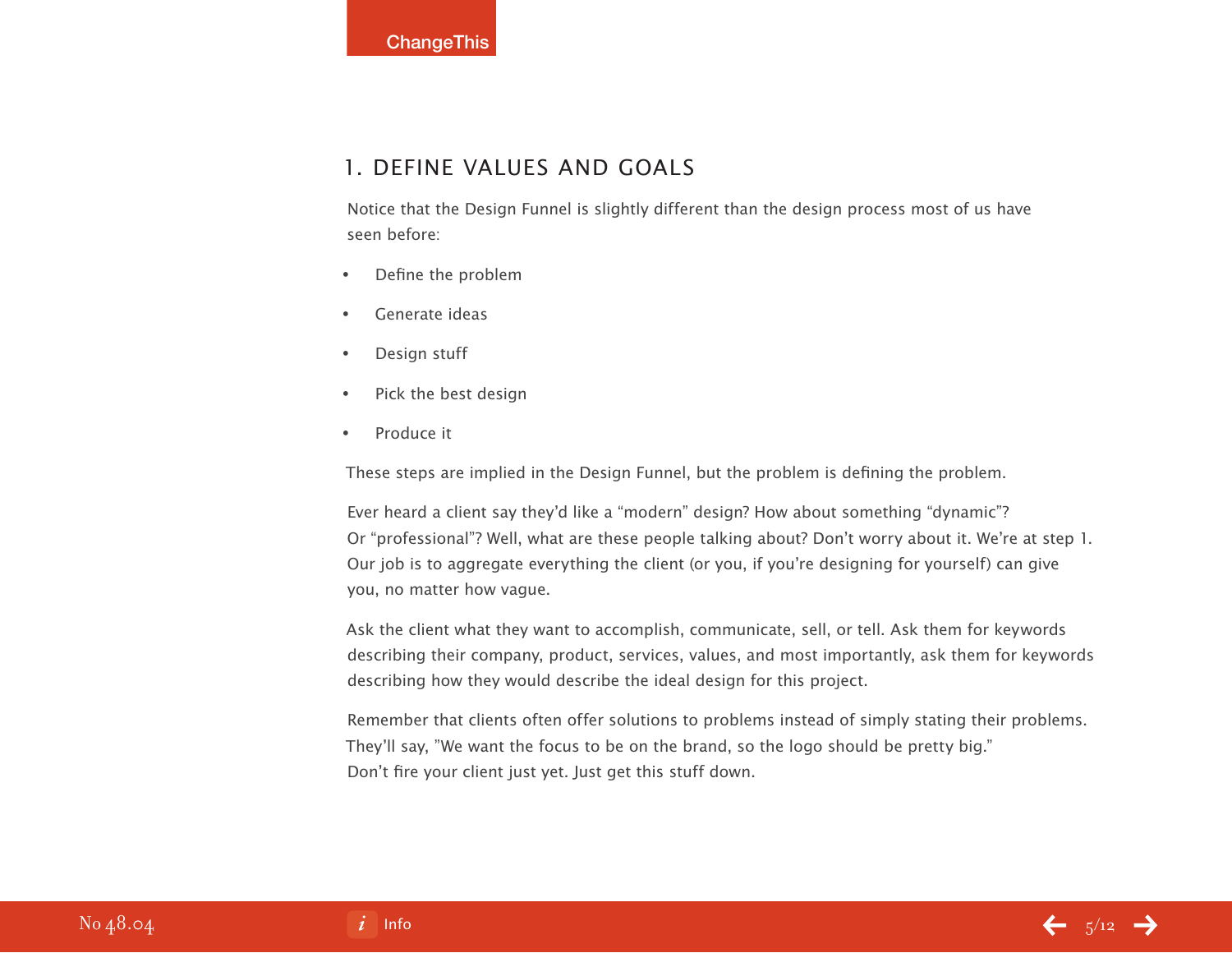## 1. DEFINE VALUES AND GOALS

Notice that the Design Funnel is slightly different than the design process most of us have seen before:

- Define the problem
- Generate ideas
- Design stuff
- Pick the best design
- Produce it

These steps are implied in the Design Funnel, but the problem is defining the problem.

Ever heard a client say they'd like a "modern" design? How about something "dynamic"? Or "professional"? Well, what are these people talking about? Don't worry about it. We're at step 1. Our job is to aggregate everything the client (or you, if you're designing for yourself) can give you, no matter how vague.

Ask the client what they want to accomplish, communicate, sell, or tell. Ask them for keywords describing their company, product, services, values, and most importantly, ask them for keywords describing how they would describe the ideal design for this project.

Remember that clients often offer solutions to problems instead of simply stating their problems. They'll say, "We want the focus to be on the brand, so the logo should be pretty big." Don't fire your client just yet. Just get this stuff down.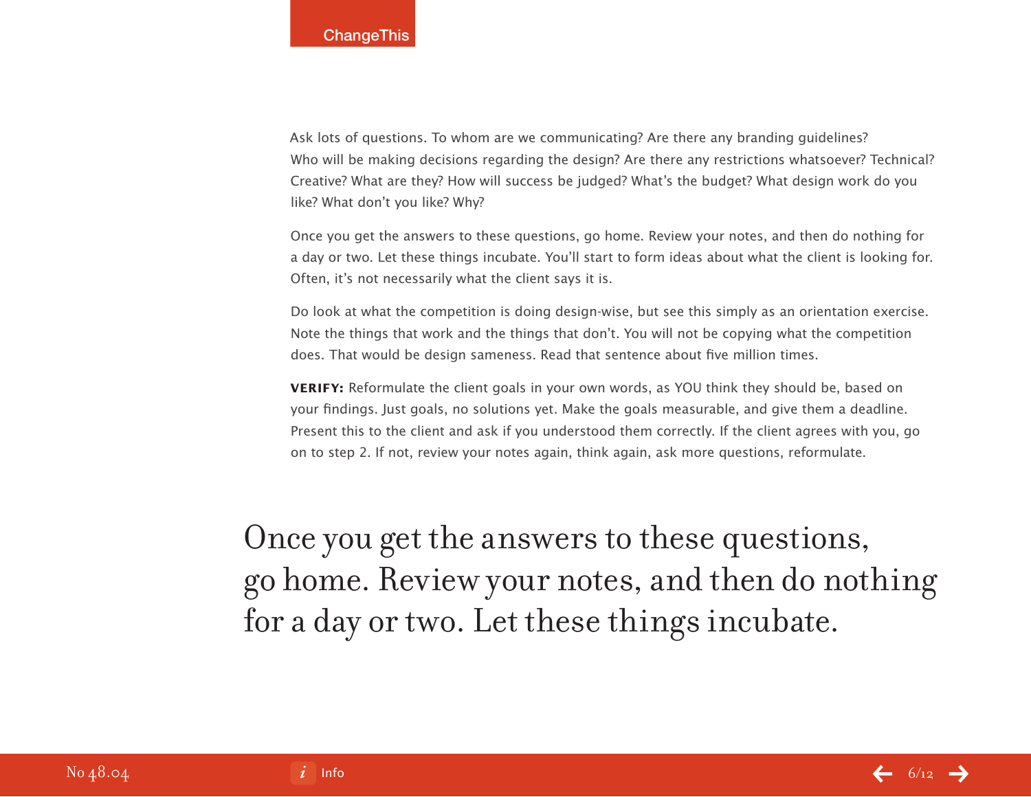Ask lots of questions. To whom are we communicating? Are there any branding guidelines? Who will be making decisions regarding the design? Are there any restrictions whatsoever? Technical? Creative? What are they? How will success be judged? What's the budget? What design work do you like? What don't you like? Why?

Once you get the answers to these questions, go home. Review your notes, and then do nothing for a day or two. Let these things incubate. You'll start to form ideas about what the client is looking for. Often, it's not necessarily what the client says it is.

Do look at what the competition is doing design-wise, but see this simply as an orientation exercise. Note the things that work and the things that don't. You will not be copying what the competition does. That would be design sameness. Read that sentence about five million times.

**VERIFY:** Reformulate the client goals in your own words, as YOU think they should be, based on your findings. Just goals, no solutions yet. Make the goals measurable, and give them a deadline. Present this to the client and ask if you understood them correctly. If the client agrees with you, go on to step 2. If not, review your notes again, think again, ask more questions, reformulate.

> Once you get the answers to these questions, go home. Review your notes, and then do nothing for a day or two. Let these things incubate.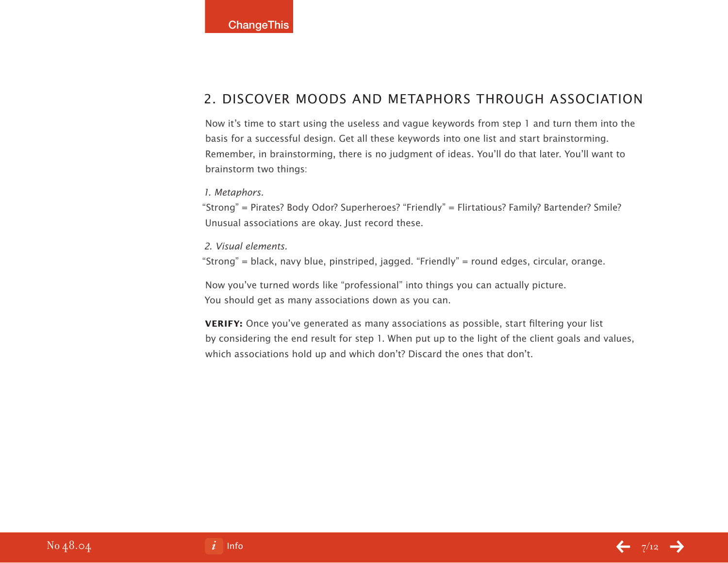## 2. DISCOVER MOODS AND METAPHORS THROUGH ASSOCIATION

Now it's time to start using the useless and vague keywords from step 1 and turn them into the basis for a successful design. Get all these keywords into one list and start brainstorming. Remember, in brainstorming, there is no judgment of ideas. You'll do that later. You'll want to brainstorm two things:

*1. Metaphors.*
"Strong" = Pirates? Body Odor? Superheroes? "Friendly" = Flirtatious? Family? Bartender? Smile? Unusual associations are okay. Just record these.

*2. Visual elements.*
"Strong" = black, navy blue, pinstriped, jagged. "Friendly" = round edges, circular, orange.

Now you've turned words like "professional" into things you can actually picture.
You should get as many associations down as you can.

**VERIFY:** Once you've generated as many associations as possible, start filtering your list by considering the end result for step 1. When put up to the light of the client goals and values, which associations hold up and which don't? Discard the ones that don't.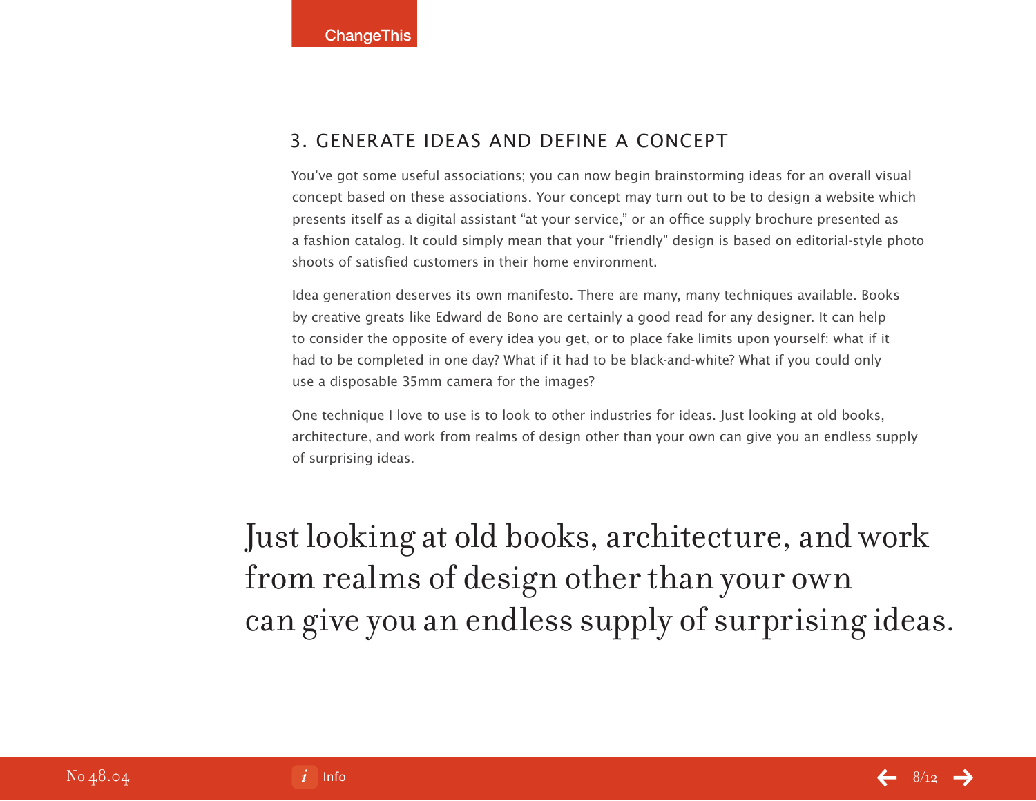## 3. GENERATE IDEAS AND DEFINE A CONCEPT

You've got some useful associations; you can now begin brainstorming ideas for an overall visual concept based on these associations. Your concept may turn out to be to design a website which presents itself as a digital assistant "at your service," or an office supply brochure presented as a fashion catalog. It could simply mean that your "friendly" design is based on editorial-style photo shoots of satisfied customers in their home environment.

Idea generation deserves its own manifesto. There are many, many techniques available. Books by creative greats like Edward de Bono are certainly a good read for any designer. It can help to consider the opposite of every idea you get, or to place fake limits upon yourself: what if it had to be completed in one day? What if it had to be black-and-white? What if you could only use a disposable 35mm camera for the images?

One technique I love to use is to look to other industries for ideas. Just looking at old books, architecture, and work from realms of design other than your own can give you an endless supply of surprising ideas.

> Just looking at old books, architecture, and work from realms of design other than your own can give you an endless supply of surprising ideas.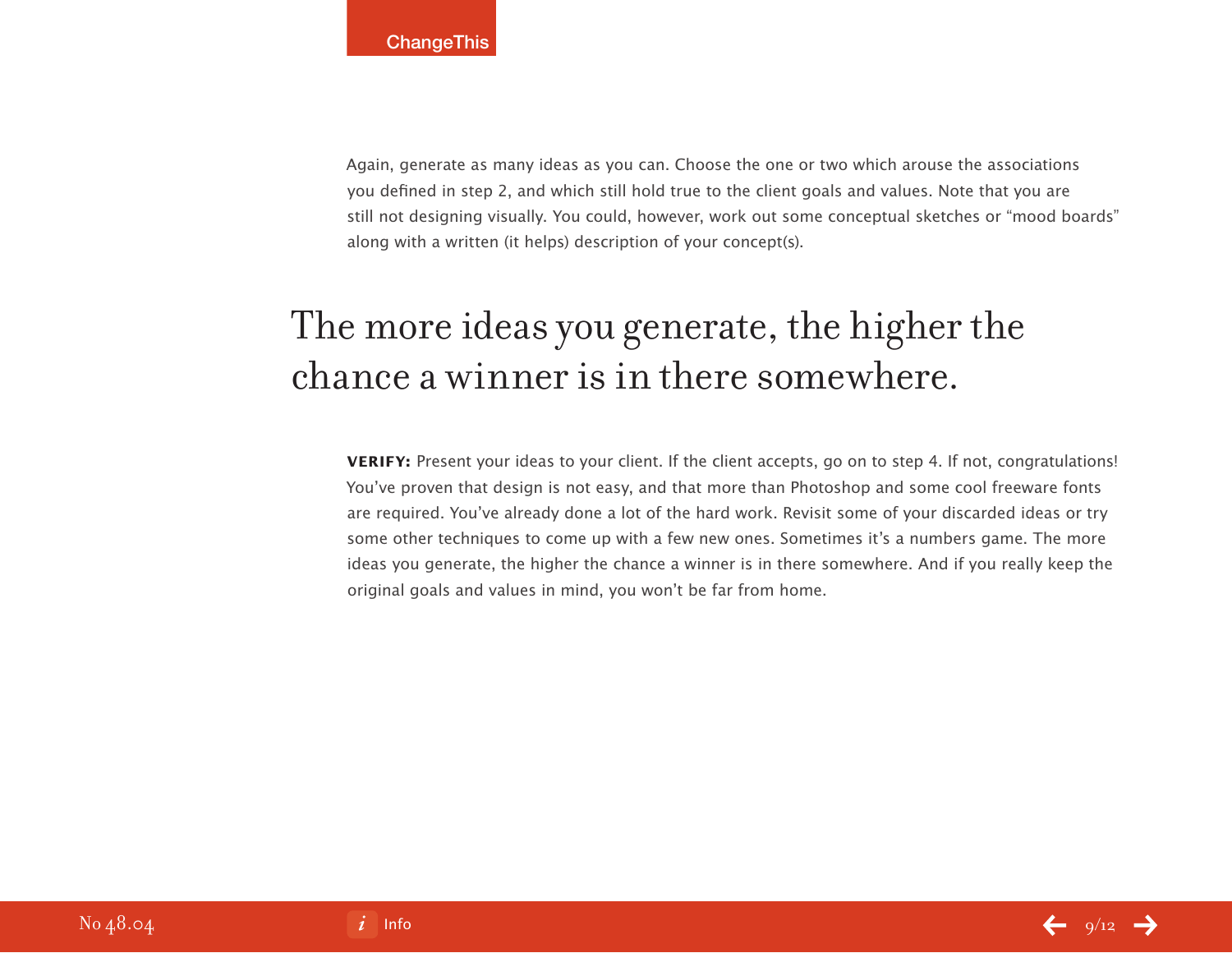Again, generate as many ideas as you can. Choose the one or two which arouse the associations you defined in step 2, and which still hold true to the client goals and values. Note that you are still not designing visually. You could, however, work out some conceptual sketches or "mood boards" along with a written (it helps) description of your concept(s).

## The more ideas you generate, the higher the chance a winner is in there somewhere.

**VERIFY:** Present your ideas to your client. If the client accepts, go on to step 4. If not, congratulations! You've proven that design is not easy, and that more than Photoshop and some cool freeware fonts are required. You've already done a lot of the hard work. Revisit some of your discarded ideas or try some other techniques to come up with a few new ones. Sometimes it's a numbers game. The more ideas you generate, the higher the chance a winner is in there somewhere. And if you really keep the original goals and values in mind, you won't be far from home.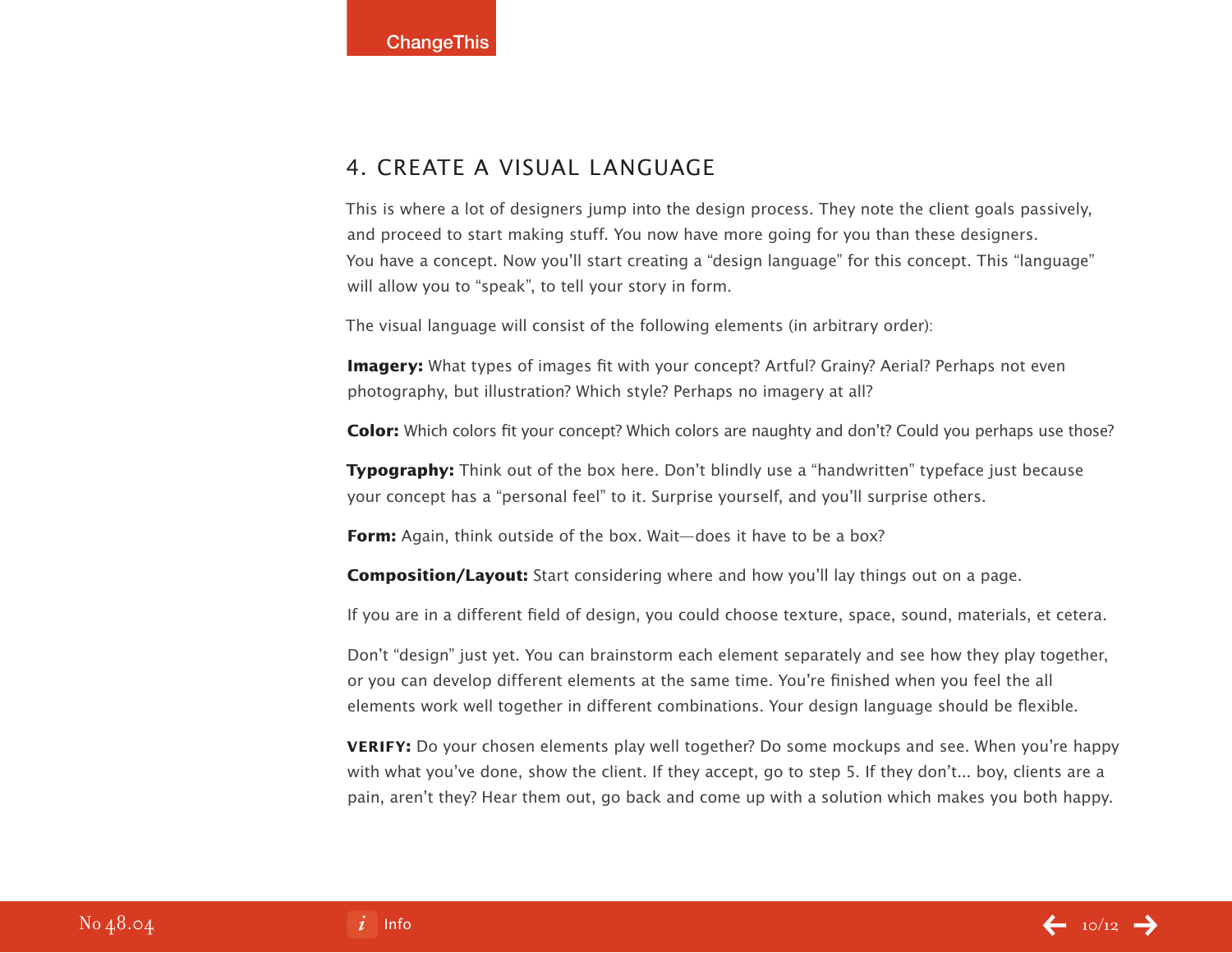## 4. CREATE A VISUAL LANGUAGE

This is where a lot of designers jump into the design process. They note the client goals passively, and proceed to start making stuff. You now have more going for you than these designers. You have a concept. Now you'll start creating a "design language" for this concept. This "language" will allow you to "speak", to tell your story in form.

The visual language will consist of the following elements (in arbitrary order):

**Imagery:** What types of images fit with your concept? Artful? Grainy? Aerial? Perhaps not even photography, but illustration? Which style? Perhaps no imagery at all?

**Color:** Which colors fit your concept? Which colors are naughty and don't? Could you perhaps use those?

**Typography:** Think out of the box here. Don't blindly use a "handwritten" typeface just because your concept has a "personal feel" to it. Surprise yourself, and you'll surprise others.

**Form:** Again, think outside of the box. Wait—does it have to be a box?

**Composition/Layout:** Start considering where and how you'll lay things out on a page.

If you are in a different field of design, you could choose texture, space, sound, materials, et cetera.

Don't "design" just yet. You can brainstorm each element separately and see how they play together, or you can develop different elements at the same time. You're finished when you feel the all elements work well together in different combinations. Your design language should be flexible.

**VERIFY:** Do your chosen elements play well together? Do some mockups and see. When you're happy with what you've done, show the client. If they accept, go to step 5. If they don't... boy, clients are a pain, aren't they? Hear them out, go back and come up with a solution which makes you both happy.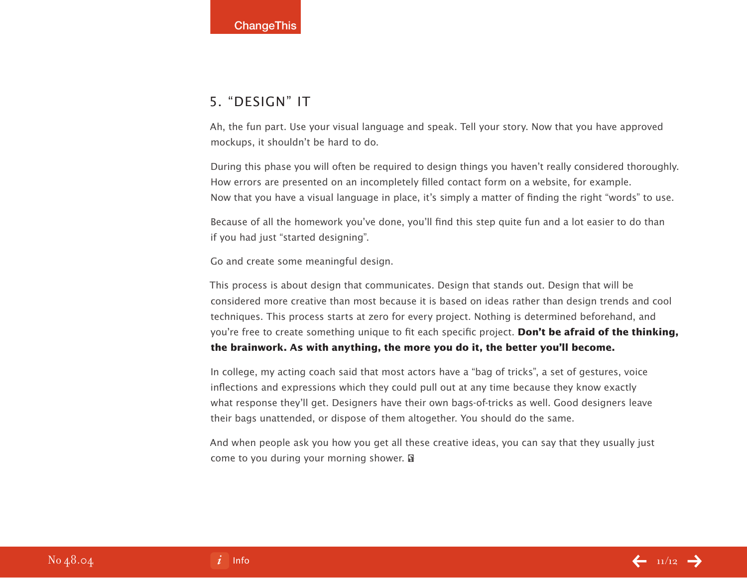## 5. "DESIGN" IT

Ah, the fun part. Use your visual language and speak. Tell your story. Now that you have approved mockups, it shouldn't be hard to do.

During this phase you will often be required to design things you haven't really considered thoroughly. How errors are presented on an incompletely filled contact form on a website, for example. Now that you have a visual language in place, it's simply a matter of finding the right "words" to use.

Because of all the homework you've done, you'll find this step quite fun and a lot easier to do than if you had just "started designing".

Go and create some meaningful design.

This process is about design that communicates. Design that stands out. Design that will be considered more creative than most because it is based on ideas rather than design trends and cool techniques. This process starts at zero for every project. Nothing is determined beforehand, and you're free to create something unique to fit each specific project. **Don't be afraid of the thinking, the brainwork. As with anything, the more you do it, the better you'll become.**

In college, my acting coach said that most actors have a "bag of tricks", a set of gestures, voice inflections and expressions which they could pull out at any time because they know exactly what response they'll get. Designers have their own bags-of-tricks as well. Good designers leave their bags unattended, or dispose of them altogether. You should do the same.

And when people ask you how you get all these creative ideas, you can say that they usually just come to you during your morning shower.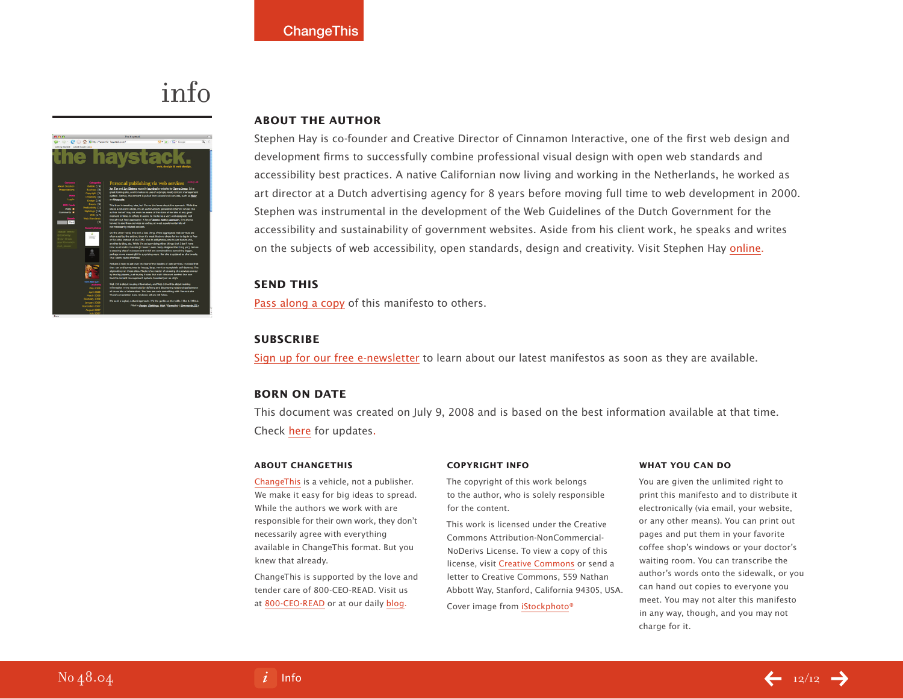# info

## ABOUT THE AUTHOR

Stephen Hay is co-founder and Creative Director of Cinnamon Interactive, one of the first web design and development firms to successfully combine professional visual design with open web standards and accessibility best practices. A native Californian now living and working in the Netherlands, he worked as art director at a Dutch advertising agency for 8 years before moving full time to web development in 2000. Stephen was instrumental in the development of the Web Guidelines of the Dutch Government for the accessibility and sustainability of government websites. Aside from his client work, he speaks and writes on the subjects of web accessibility, open standards, design and creativity. Visit Stephen Hay online.

## SEND THIS

Pass along a copy of this manifesto to others.

## SUBSCRIBE

Sign up for our free e-newsletter to learn about our latest manifestos as soon as they are available.

## BORN ON DATE

This document was created on July 9, 2008 and is based on the best information available at that time. Check here for updates.

### ABOUT CHANGETHIS

ChangeThis is a vehicle, not a publisher. We make it easy for big ideas to spread. While the authors we work with are responsible for their own work, they don't necessarily agree with everything available in ChangeThis format. But you knew that already.

ChangeThis is supported by the love and tender care of 800-CEO-READ. Visit us at 800-CEO-READ or at our daily blog.

### COPYRIGHT INFO

The copyright of this work belongs to the author, who is solely responsible for the content.

This work is licensed under the Creative Commons Attribution-NonCommercial-NoDerivs License. To view a copy of this license, visit Creative Commons or send a letter to Creative Commons, 559 Nathan Abbott Way, Stanford, California 94305, USA.

Cover image from iStockphoto®

### WHAT YOU CAN DO

You are given the unlimited right to print this manifesto and to distribute it electronically (via email, your website, or any other means). You can print out pages and put them in your favorite coffee shop's windows or your doctor's waiting room. You can transcribe the author's words onto the sidewalk, or you can hand out copies to everyone you meet. You may not alter this manifesto in any way, though, and you may not charge for it.